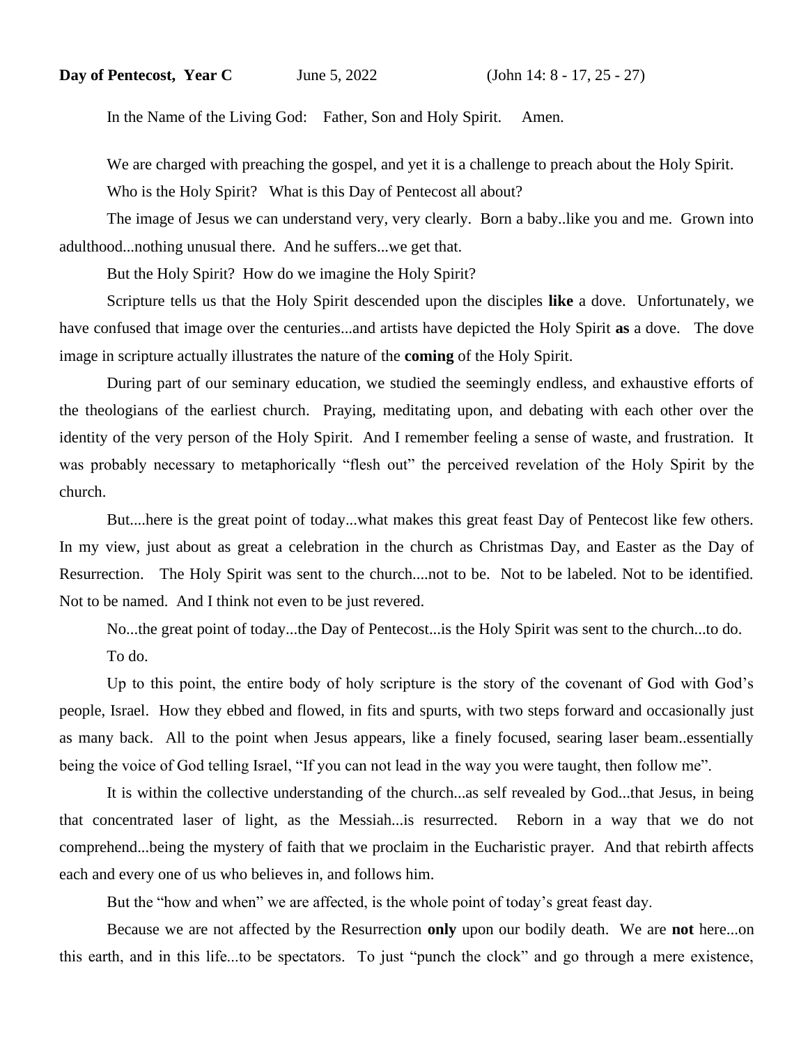**Day of Pentecost, Year C** June 5, 2022 (John 14: 8 - 17, 25 - 27)

In the Name of the Living God: Father, Son and Holy Spirit. Amen.

We are charged with preaching the gospel, and yet it is a challenge to preach about the Holy Spirit.

Who is the Holy Spirit? What is this Day of Pentecost all about?

The image of Jesus we can understand very, very clearly. Born a baby..like you and me. Grown into adulthood...nothing unusual there. And he suffers...we get that.

But the Holy Spirit? How do we imagine the Holy Spirit?

Scripture tells us that the Holy Spirit descended upon the disciples **like** a dove. Unfortunately, we have confused that image over the centuries...and artists have depicted the Holy Spirit **as** a dove. The dove image in scripture actually illustrates the nature of the **coming** of the Holy Spirit.

During part of our seminary education, we studied the seemingly endless, and exhaustive efforts of the theologians of the earliest church. Praying, meditating upon, and debating with each other over the identity of the very person of the Holy Spirit. And I remember feeling a sense of waste, and frustration. It was probably necessary to metaphorically "flesh out" the perceived revelation of the Holy Spirit by the church.

But....here is the great point of today...what makes this great feast Day of Pentecost like few others. In my view, just about as great a celebration in the church as Christmas Day, and Easter as the Day of Resurrection. The Holy Spirit was sent to the church....not to be. Not to be labeled. Not to be identified. Not to be named. And I think not even to be just revered.

No...the great point of today...the Day of Pentecost...is the Holy Spirit was sent to the church...to do.

To do.

Up to this point, the entire body of holy scripture is the story of the covenant of God with God's people, Israel. How they ebbed and flowed, in fits and spurts, with two steps forward and occasionally just as many back. All to the point when Jesus appears, like a finely focused, searing laser beam..essentially being the voice of God telling Israel, "If you can not lead in the way you were taught, then follow me".

It is within the collective understanding of the church...as self revealed by God...that Jesus, in being that concentrated laser of light, as the Messiah...is resurrected. Reborn in a way that we do not comprehend...being the mystery of faith that we proclaim in the Eucharistic prayer. And that rebirth affects each and every one of us who believes in, and follows him.

But the "how and when" we are affected, is the whole point of today's great feast day.

Because we are not affected by the Resurrection **only** upon our bodily death. We are **not** here...on this earth, and in this life...to be spectators. To just "punch the clock" and go through a mere existence,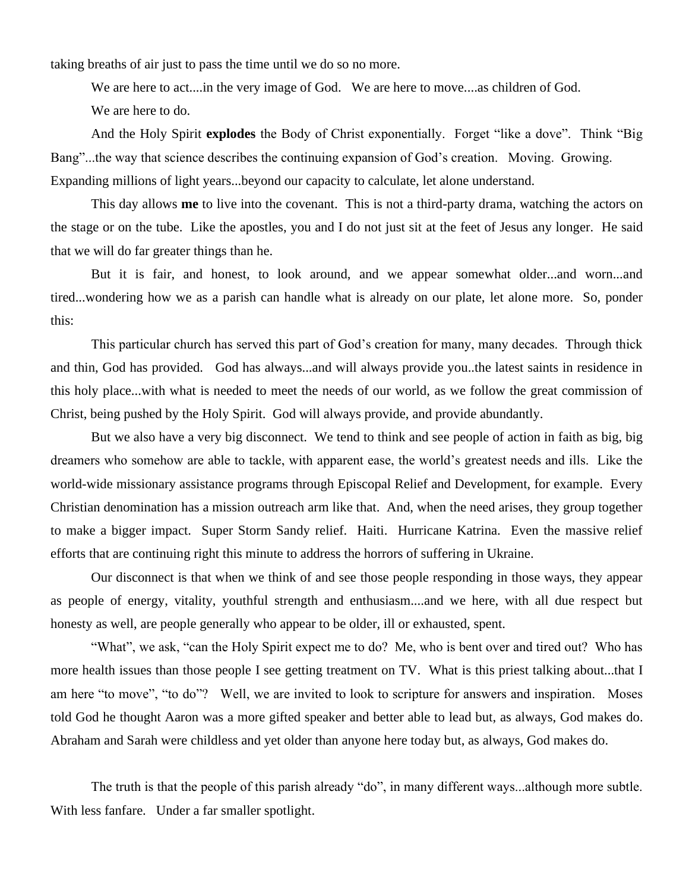taking breaths of air just to pass the time until we do so no more.

We are here to act....in the very image of God. We are here to move....as children of God.

We are here to do.

And the Holy Spirit **explodes** the Body of Christ exponentially. Forget "like a dove". Think "Big Bang"...the way that science describes the continuing expansion of God's creation. Moving. Growing. Expanding millions of light years...beyond our capacity to calculate, let alone understand.

This day allows **me** to live into the covenant. This is not a third-party drama, watching the actors on the stage or on the tube. Like the apostles, you and I do not just sit at the feet of Jesus any longer. He said that we will do far greater things than he.

But it is fair, and honest, to look around, and we appear somewhat older...and worn...and tired...wondering how we as a parish can handle what is already on our plate, let alone more. So, ponder this:

This particular church has served this part of God's creation for many, many decades. Through thick and thin, God has provided. God has always...and will always provide you..the latest saints in residence in this holy place...with what is needed to meet the needs of our world, as we follow the great commission of Christ, being pushed by the Holy Spirit. God will always provide, and provide abundantly.

But we also have a very big disconnect. We tend to think and see people of action in faith as big, big dreamers who somehow are able to tackle, with apparent ease, the world's greatest needs and ills. Like the world-wide missionary assistance programs through Episcopal Relief and Development, for example. Every Christian denomination has a mission outreach arm like that. And, when the need arises, they group together to make a bigger impact. Super Storm Sandy relief. Haiti. Hurricane Katrina. Even the massive relief efforts that are continuing right this minute to address the horrors of suffering in Ukraine.

Our disconnect is that when we think of and see those people responding in those ways, they appear as people of energy, vitality, youthful strength and enthusiasm....and we here, with all due respect but honesty as well, are people generally who appear to be older, ill or exhausted, spent.

"What", we ask, "can the Holy Spirit expect me to do? Me, who is bent over and tired out? Who has more health issues than those people I see getting treatment on TV. What is this priest talking about...that I am here "to move", "to do"? Well, we are invited to look to scripture for answers and inspiration. Moses told God he thought Aaron was a more gifted speaker and better able to lead but, as always, God makes do. Abraham and Sarah were childless and yet older than anyone here today but, as always, God makes do.

The truth is that the people of this parish already "do", in many different ways...although more subtle. With less fanfare. Under a far smaller spotlight.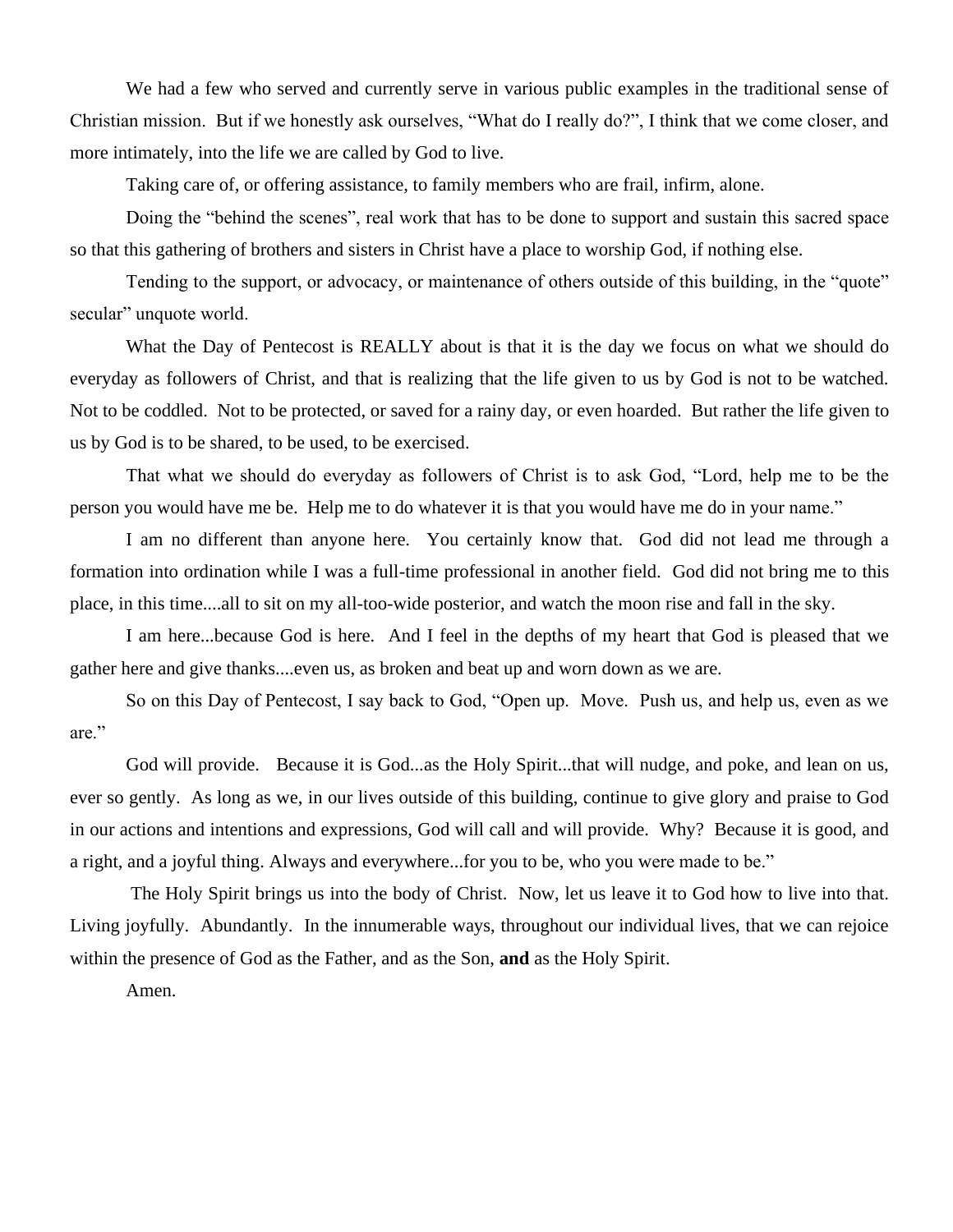We had a few who served and currently serve in various public examples in the traditional sense of Christian mission. But if we honestly ask ourselves, "What do I really do?", I think that we come closer, and more intimately, into the life we are called by God to live.

Taking care of, or offering assistance, to family members who are frail, infirm, alone.

Doing the "behind the scenes", real work that has to be done to support and sustain this sacred space so that this gathering of brothers and sisters in Christ have a place to worship God, if nothing else.

Tending to the support, or advocacy, or maintenance of others outside of this building, in the "quote" secular" unquote world.

What the Day of Pentecost is REALLY about is that it is the day we focus on what we should do everyday as followers of Christ, and that is realizing that the life given to us by God is not to be watched. Not to be coddled. Not to be protected, or saved for a rainy day, or even hoarded. But rather the life given to us by God is to be shared, to be used, to be exercised.

That what we should do everyday as followers of Christ is to ask God, "Lord, help me to be the person you would have me be. Help me to do whatever it is that you would have me do in your name."

I am no different than anyone here. You certainly know that. God did not lead me through a formation into ordination while I was a full-time professional in another field. God did not bring me to this place, in this time....all to sit on my all-too-wide posterior, and watch the moon rise and fall in the sky.

I am here...because God is here. And I feel in the depths of my heart that God is pleased that we gather here and give thanks....even us, as broken and beat up and worn down as we are.

So on this Day of Pentecost, I say back to God, "Open up. Move. Push us, and help us, even as we are."

God will provide. Because it is God...as the Holy Spirit...that will nudge, and poke, and lean on us, ever so gently. As long as we, in our lives outside of this building, continue to give glory and praise to God in our actions and intentions and expressions, God will call and will provide. Why? Because it is good, and a right, and a joyful thing. Always and everywhere...for you to be, who you were made to be."

The Holy Spirit brings us into the body of Christ. Now, let us leave it to God how to live into that. Living joyfully. Abundantly. In the innumerable ways, throughout our individual lives, that we can rejoice within the presence of God as the Father, and as the Son, **and** as the Holy Spirit.

Amen.